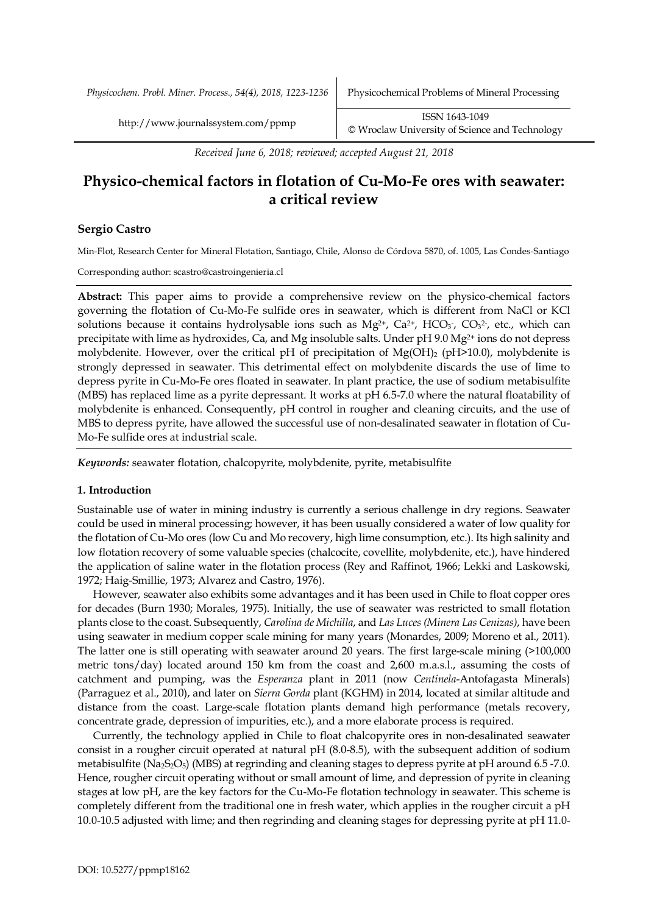*Received June 6, 2018; reviewed; accepted August 21, 2018*

# Physico-chemical factors in flotation of Cu-Mo-Fe ores with seawater: a critical review

**Sergio Castro**

Min-Flot, Research Center for Mineral Flotation, Santiago, Chile, Alonso de Córdova 5870, of. 1005, Las Condes-Santiago

Corresponding author: scastro@castroingenieria.cl

**Abstract:** This paper aims to provide a comprehensive review on the physico-chemical factors governing the flotation of Cu-Mo-Fe sulfide ores in seawater, which is different from NaCl or KCl solutions because it contains hydrolysable ions such as $Mg^{2+}$, $Ca^{2+}$, $HCO_3^-$, $CO_3^{2-}$, etc., which can precipitate with lime as hydroxides, Ca, and Mg insoluble salts. Under pH 9.0 $Mg^{2+}$ ions do not depress molybdenite. However, over the critical pH of precipitation of $Mg(OH)_2$ (pH>10.0), molybdenite is strongly depressed in seawater. This detrimental effect on molybdenite discards the use of lime to depress pyrite in Cu-Mo-Fe ores floated in seawater. In plant practice, the use of sodium metabisulfite (MBS) has replaced lime as a pyrite depressant. It works at pH 6.5-7.0 where the natural floatability of molybdenite is enhanced. Consequently, pH control in rougher and cleaning circuits, and the use of MBS to depress pyrite, have allowed the successful use of non-desalinated seawater in flotation of Cu-Mo-Fe sulfide ores at industrial scale.

***Keywords:*** seawater flotation, chalcopyrite, molybdenite, pyrite, metabisulfite

## 1. Introduction

Sustainable use of water in mining industry is currently a serious challenge in dry regions. Seawater could be used in mineral processing; however, it has been usually considered a water of low quality for the flotation of Cu-Mo ores (low Cu and Mo recovery, high lime consumption, etc.). Its high salinity and low flotation recovery of some valuable species (chalcocite, covellite, molybdenite, etc.), have hindered the application of saline water in the flotation process (Rey and Raffinot, 1966; Lekki and Laskowski, 1972; Haig-Smillie, 1973; Alvarez and Castro, 1976).

However, seawater also exhibits some advantages and it has been used in Chile to float copper ores for decades (Burn 1930; Morales, 1975). Initially, the use of seawater was restricted to small flotation plants close to the coast. Subsequently, *Carolina de Michilla*, and *Las Luces (Minera Las Cenizas)*, have been using seawater in medium copper scale mining for many years (Monardes, 2009; Moreno et al., 2011). The latter one is still operating with seawater around 20 years. The first large-scale mining (>100,000 metric tons/day) located around 150 km from the coast and 2,600 m.a.s.l., assuming the costs of catchment and pumping, was the *Esperanza* plant in 2011 (now *Centinela*-Antofagasta Minerals) (Parraguez et al., 2010), and later on *Sierra Gorda* plant (KGHM) in 2014, located at similar altitude and distance from the coast. Large-scale flotation plants demand high performance (metals recovery, concentrate grade, depression of impurities, etc.), and a more elaborate process is required.

Currently, the technology applied in Chile to float chalcopyrite ores in non-desalinated seawater consist in a rougher circuit operated at natural pH (8.0-8.5), with the subsequent addition of sodium metabisulfite ($Na_2S_2O_5$) (MBS) at regrinding and cleaning stages to depress pyrite at pH around 6.5 -7.0. Hence, rougher circuit operating without or small amount of lime, and depression of pyrite in cleaning stages at low pH, are the key factors for the Cu-Mo-Fe flotation technology in seawater. This scheme is completely different from the traditional one in fresh water, which applies in the rougher circuit a pH 10.0-10.5 adjusted with lime; and then regrinding and cleaning stages for depressing pyrite at pH 11.0-

DOI: 10.5277/ppmp18162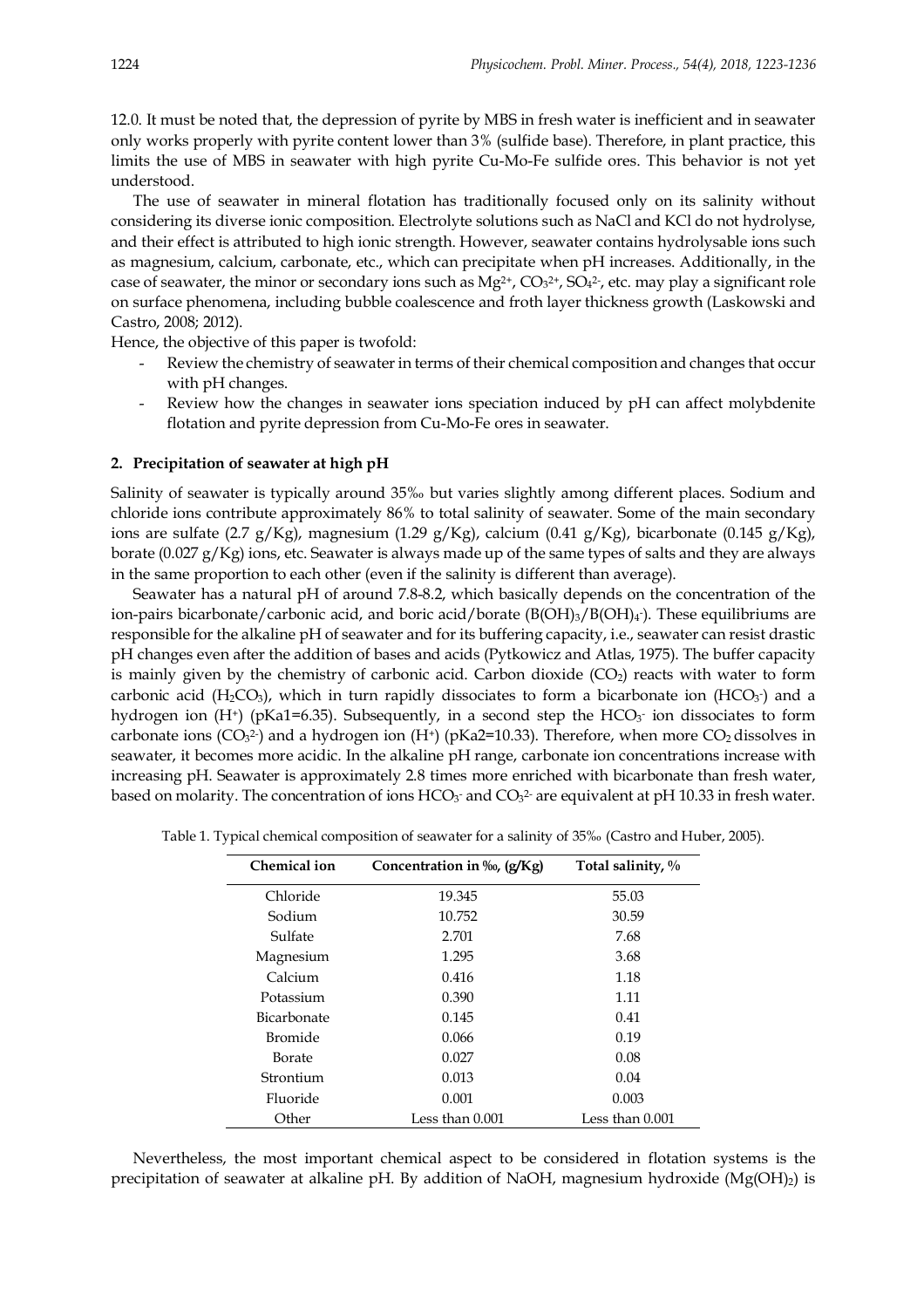12.0. It must be noted that, the depression of pyrite by MBS in fresh water is inefficient and in seawater only works properly with pyrite content lower than 3% (sulfide base). Therefore, in plant practice, this limits the use of MBS in seawater with high pyrite Cu-Mo-Fe sulfide ores. This behavior is not yet understood.

The use of seawater in mineral flotation has traditionally focused only on its salinity without considering its diverse ionic composition. Electrolyte solutions such as NaCl and KCl do not hydrolyse, and their effect is attributed to high ionic strength. However, seawater contains hydrolysable ions such as magnesium, calcium, carbonate, etc., which can precipitate when pH increases. Additionally, in the case of seawater, the minor or secondary ions such as $Mg^{2+}$, $CO_3^{2+}$, $SO_4^{2-}$, etc. may play a significant role on surface phenomena, including bubble coalescence and froth layer thickness growth (Laskowski and Castro, 2008; 2012).

Hence, the objective of this paper is twofold:

- Review the chemistry of seawater in terms of their chemical composition and changes that occur with pH changes.
- Review how the changes in seawater ions speciation induced by pH can affect molybdenite flotation and pyrite depression from Cu-Mo-Fe ores in seawater.

## 2. Precipitation of seawater at high pH

Salinity of seawater is typically around 35‰ but varies slightly among different places. Sodium and chloride ions contribute approximately 86% to total salinity of seawater. Some of the main secondary ions are sulfate (2.7 g/Kg), magnesium (1.29 g/Kg), calcium (0.41 g/Kg), bicarbonate (0.145 g/Kg), borate (0.027 g/Kg) ions, etc. Seawater is always made up of the same types of salts and they are always in the same proportion to each other (even if the salinity is different than average).

Seawater has a natural pH of around 7.8-8.2, which basically depends on the concentration of the ion-pairs bicarbonate/carbonic acid, and boric acid/borate ($B(OH)_3/B(OH)_4^-$). These equilibriums are responsible for the alkaline pH of seawater and for its buffering capacity, i.e., seawater can resist drastic pH changes even after the addition of bases and acids (Pytkowicz and Atlas, 1975). The buffer capacity is mainly given by the chemistry of carbonic acid. Carbon dioxide ($CO_2$) reacts with water to form carbonic acid ($H_2CO_3$), which in turn rapidly dissociates to form a bicarbonate ion ($HCO_3^-$) and a hydrogen ion ($H^+$) (pKa1=6.35). Subsequently, in a second step the $HCO_3^-$ ion dissociates to form carbonate ions ($CO_3^{2-}$) and a hydrogen ion ($H^+$) (pKa2=10.33). Therefore, when more $CO_2$ dissolves in seawater, it becomes more acidic. In the alkaline pH range, carbonate ion concentrations increase with increasing pH. Seawater is approximately 2.8 times more enriched with bicarbonate than fresh water, based on molarity. The concentration of ions $HCO_3^-$ and $CO_3^{2-}$ are equivalent at pH 10.33 in fresh water.

Table 1. Typical chemical composition of seawater for a salinity of 35‰ (Castro and Huber, 2005).

| Chemical ion | Concentration in ‰, (g/Kg) | Total salinity, % |
|---|---|---|
| Chloride | 19.345 | 55.03 |
| Sodium | 10.752 | 30.59 |
| Sulfate | 2.701 | 7.68 |
| Magnesium | 1.295 | 3.68 |
| Calcium | 0.416 | 1.18 |
| Potassium | 0.390 | 1.11 |
| Bicarbonate | 0.145 | 0.41 |
| Bromide | 0.066 | 0.19 |
| Borate | 0.027 | 0.08 |
| Strontium | 0.013 | 0.04 |
| Fluoride | 0.001 | 0.003 |
| Other | Less than 0.001 | Less than 0.001 |

Nevertheless, the most important chemical aspect to be considered in flotation systems is the precipitation of seawater at alkaline pH. By addition of NaOH, magnesium hydroxide ($Mg(OH)_2$) is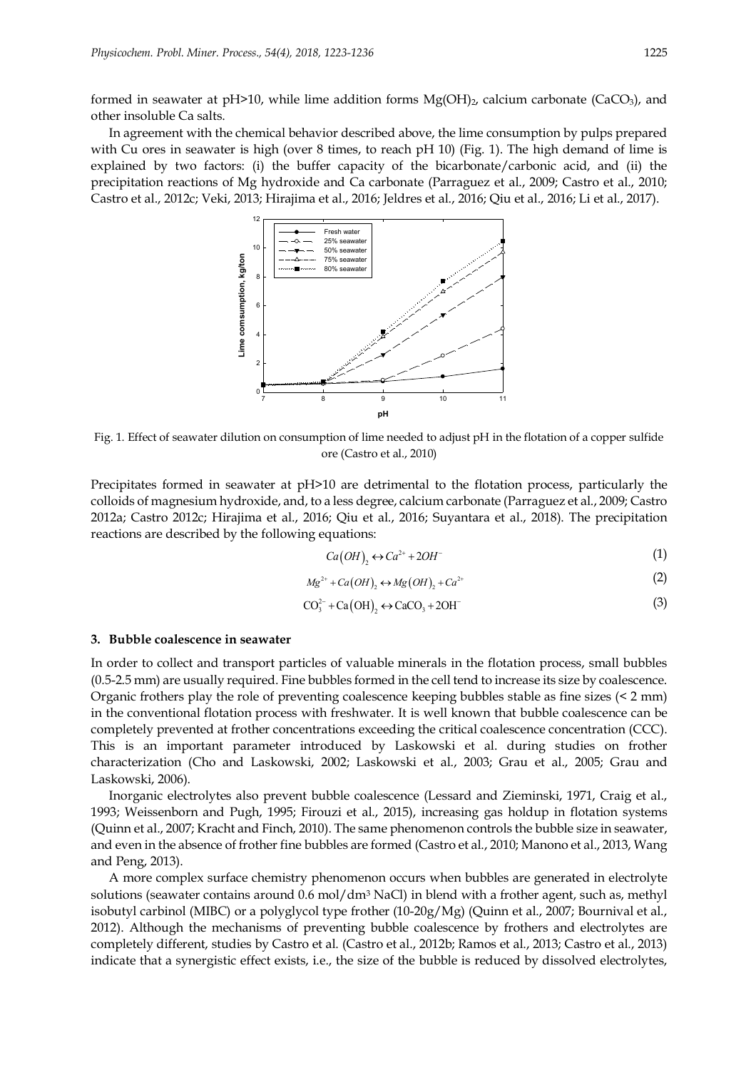formed in seawater at pH>10, while lime addition forms $Mg(OH)_2$, calcium carbonate ($CaCO_3$), and other insoluble Ca salts.

In agreement with the chemical behavior described above, the lime consumption by pulps prepared with Cu ores in seawater is high (over 8 times, to reach pH 10) (Fig. 1). The high demand of lime is explained by two factors: (i) the buffer capacity of the bicarbonate/carbonic acid, and (ii) the precipitation reactions of Mg hydroxide and Ca carbonate (Parraguez et al., 2009; Castro et al., 2010; Castro et al., 2012c; Veki, 2013; Hirajima et al., 2016; Jeldres et al., 2016; Qiu et al., 2016; Li et al., 2017).

Fig. 1. Effect of seawater dilution on consumption of lime needed to adjust pH in the flotation of a copper sulfide ore (Castro et al., 2010)

Precipitates formed in seawater at pH>10 are detrimental to the flotation process, particularly the colloids of magnesium hydroxide, and, to a less degree, calcium carbonate (Parraguez et al., 2009; Castro 2012a; Castro 2012c; Hirajima et al., 2016; Qiu et al., 2016; Suyantara et al., 2018). The precipitation reactions are described by the following equations:

$$Ca(OH)_2 \leftrightarrow Ca^{2+} + 2OH^- \tag{1}$$

$$Mg^{2+} + Ca(OH)_2 \leftrightarrow Mg(OH)_2 + Ca^{2+} \tag{2}$$

$$CO_3^{2-} + Ca(OH)_2 \leftrightarrow CaCO_3 + 2OH^- \tag{3}$$

## 3. Bubble coalescence in seawater

In order to collect and transport particles of valuable minerals in the flotation process, small bubbles (0.5-2.5 mm) are usually required. Fine bubbles formed in the cell tend to increase its size by coalescence. Organic frothers play the role of preventing coalescence keeping bubbles stable as fine sizes (< 2 mm) in the conventional flotation process with freshwater. It is well known that bubble coalescence can be completely prevented at frother concentrations exceeding the critical coalescence concentration (CCC). This is an important parameter introduced by Laskowski et al. during studies on frother characterization (Cho and Laskowski, 2002; Laskowski et al., 2003; Grau et al., 2005; Grau and Laskowski, 2006).

Inorganic electrolytes also prevent bubble coalescence (Lessard and Zieminski, 1971, Craig et al., 1993; Weissenborn and Pugh, 1995; Firouzi et al., 2015), increasing gas holdup in flotation systems (Quinn et al., 2007; Kracht and Finch, 2010). The same phenomenon controls the bubble size in seawater, and even in the absence of frother fine bubbles are formed (Castro et al., 2010; Manono et al., 2013, Wang and Peng, 2013).

A more complex surface chemistry phenomenon occurs when bubbles are generated in electrolyte solutions (seawater contains around 0.6 mol/dm$^3$ NaCl) in blend with a frother agent, such as, methyl isobutyl carbinol (MIBC) or a polyglycol type frother (10-20g/Mg) (Quinn et al., 2007; Bournival et al., 2012). Although the mechanisms of preventing bubble coalescence by frothers and electrolytes are completely different, studies by Castro et al. (Castro et al., 2012b; Ramos et al., 2013; Castro et al., 2013) indicate that a synergistic effect exists, i.e., the size of the bubble is reduced by dissolved electrolytes,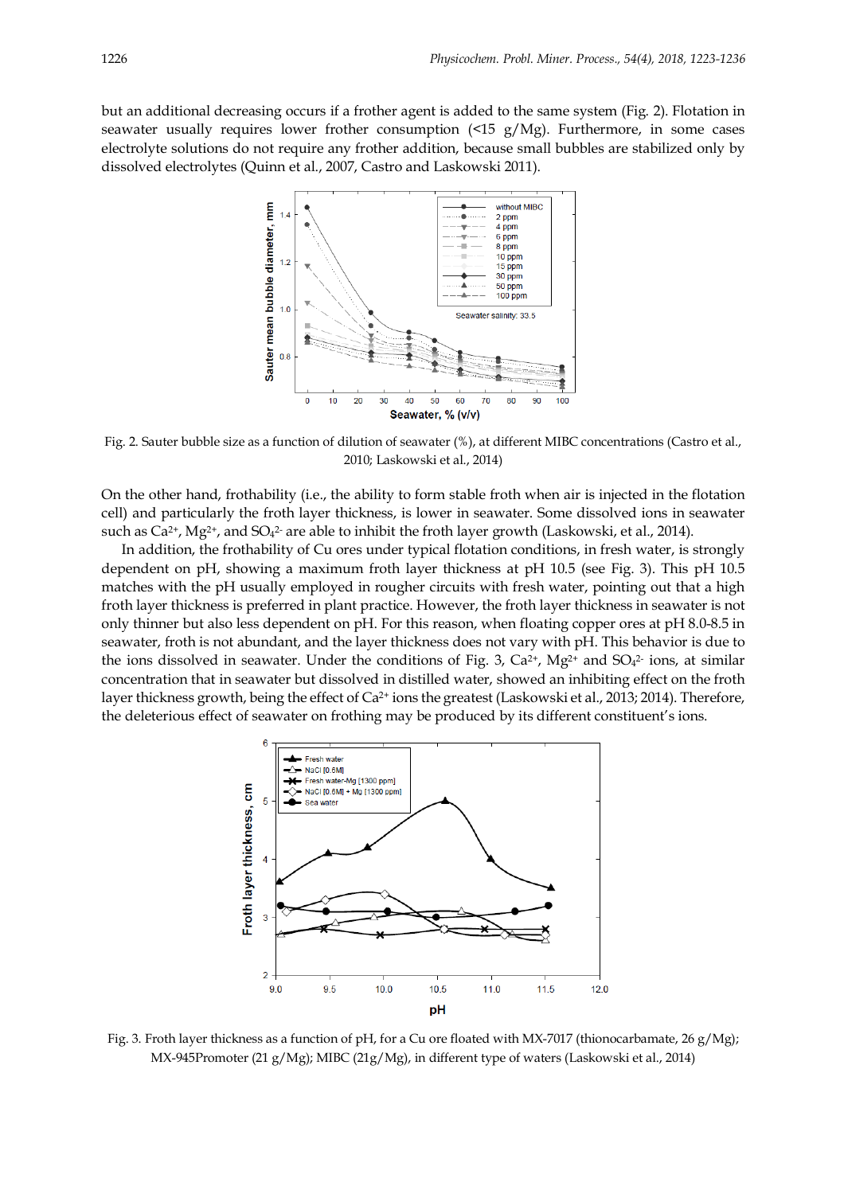but an additional decreasing occurs if a frother agent is added to the same system (Fig. 2). Flotation in seawater usually requires lower frother consumption (<15 g/Mg). Furthermore, in some cases electrolyte solutions do not require any frother addition, because small bubbles are stabilized only by dissolved electrolytes (Quinn et al., 2007, Castro and Laskowski 2011).

Fig. 2. Sauter bubble size as a function of dilution of seawater (%), at different MIBC concentrations (Castro et al., 2010; Laskowski et al., 2014)

On the other hand, frothability (i.e., the ability to form stable froth when air is injected in the flotation cell) and particularly the froth layer thickness, is lower in seawater. Some dissolved ions in seawater such as $Ca^{2+}$, $Mg^{2+}$, and $SO_4^{2-}$ are able to inhibit the froth layer growth (Laskowski, et al., 2014).

In addition, the frothability of Cu ores under typical flotation conditions, in fresh water, is strongly dependent on pH, showing a maximum froth layer thickness at pH 10.5 (see Fig. 3). This pH 10.5 matches with the pH usually employed in rougher circuits with fresh water, pointing out that a high froth layer thickness is preferred in plant practice. However, the froth layer thickness in seawater is not only thinner but also less dependent on pH. For this reason, when floating copper ores at pH 8.0-8.5 in seawater, froth is not abundant, and the layer thickness does not vary with pH. This behavior is due to the ions dissolved in seawater. Under the conditions of Fig. 3, $Ca^{2+}$, $Mg^{2+}$ and $SO_4^{2-}$ ions, at similar concentration that in seawater but dissolved in distilled water, showed an inhibiting effect on the froth layer thickness growth, being the effect of $Ca^{2+}$ ions the greatest (Laskowski et al., 2013; 2014). Therefore, the deleterious effect of seawater on frothing may be produced by its different constituent's ions.

Fig. 3. Froth layer thickness as a function of pH, for a Cu ore floated with MX-7017 (thionocarbamate, 26 g/Mg); MX-945Promoter (21 g/Mg); MIBC (21g/Mg), in different type of waters (Laskowski et al., 2014)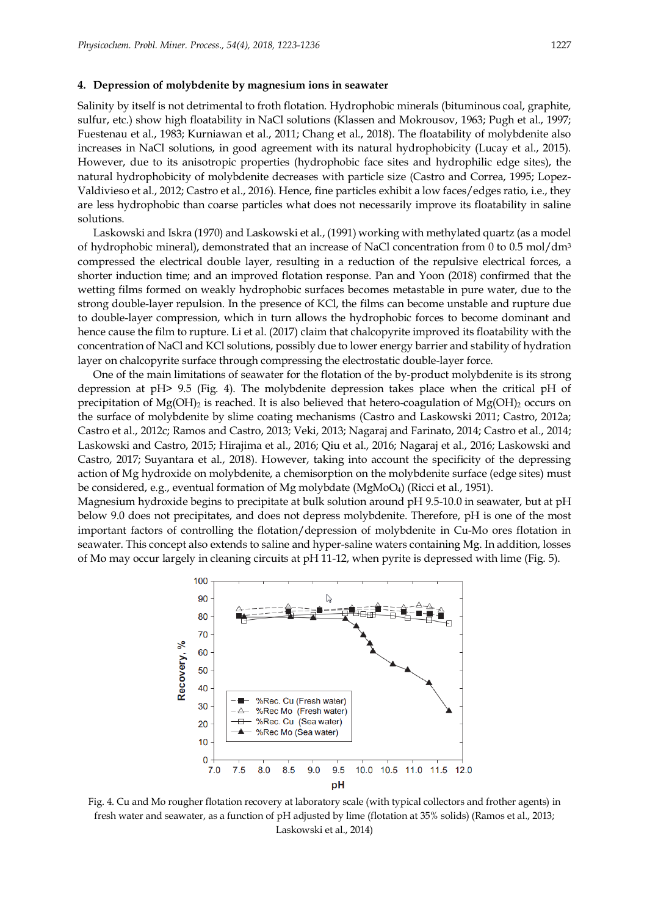## 4. Depression of molybdenite by magnesium ions in seawater

Salinity by itself is not detrimental to froth flotation. Hydrophobic minerals (bituminous coal, graphite, sulfur, etc.) show high floatability in NaCl solutions (Klassen and Mokrousov, 1963; Pugh et al., 1997; Fuestenau et al., 1983; Kurniawan et al., 2011; Chang et al., 2018). The floatability of molybdenite also increases in NaCl solutions, in good agreement with its natural hydrophobicity (Lucay et al., 2015). However, due to its anisotropic properties (hydrophobic face sites and hydrophilic edge sites), the natural hydrophobicity of molybdenite decreases with particle size (Castro and Correa, 1995; Lopez-Valdivieso et al., 2012; Castro et al., 2016). Hence, fine particles exhibit a low faces/edges ratio, i.e., they are less hydrophobic than coarse particles what does not necessarily improve its floatability in saline solutions.

Laskowski and Iskra (1970) and Laskowski et al., (1991) working with methylated quartz (as a model of hydrophobic mineral), demonstrated that an increase of NaCl concentration from 0 to 0.5 mol/dm$^3$ compressed the electrical double layer, resulting in a reduction of the repulsive electrical forces, a shorter induction time; and an improved flotation response. Pan and Yoon (2018) confirmed that the wetting films formed on weakly hydrophobic surfaces becomes metastable in pure water, due to the strong double-layer repulsion. In the presence of KCl, the films can become unstable and rupture due to double-layer compression, which in turn allows the hydrophobic forces to become dominant and hence cause the film to rupture. Li et al. (2017) claim that chalcopyrite improved its floatability with the concentration of NaCl and KCl solutions, possibly due to lower energy barrier and stability of hydration layer on chalcopyrite surface through compressing the electrostatic double-layer force.

One of the main limitations of seawater for the flotation of the by-product molybdenite is its strong depression at pH> 9.5 (Fig. 4). The molybdenite depression takes place when the critical pH of precipitation of $Mg(OH)_2$ is reached. It is also believed that hetero-coagulation of $Mg(OH)_2$ occurs on the surface of molybdenite by slime coating mechanisms (Castro and Laskowski 2011; Castro, 2012a; Castro et al., 2012c; Ramos and Castro, 2013; Veki, 2013; Nagaraj and Farinato, 2014; Castro et al., 2014; Laskowski and Castro, 2015; Hirajima et al., 2016; Qiu et al., 2016; Nagaraj et al., 2016; Laskowski and Castro, 2017; Suyantara et al., 2018). However, taking into account the specificity of the depressing action of Mg hydroxide on molybdenite, a chemisorption on the molybdenite surface (edge sites) must be considered, e.g., eventual formation of Mg molybdate ($MgMoO_4$) (Ricci et al., 1951).

Magnesium hydroxide begins to precipitate at bulk solution around pH 9.5-10.0 in seawater, but at pH below 9.0 does not precipitates, and does not depress molybdenite. Therefore, pH is one of the most important factors of controlling the flotation/depression of molybdenite in Cu-Mo ores flotation in seawater. This concept also extends to saline and hyper-saline waters containing Mg. In addition, losses of Mo may occur largely in cleaning circuits at pH 11-12, when pyrite is depressed with lime (Fig. 5).

Fig. 4. Cu and Mo rougher flotation recovery at laboratory scale (with typical collectors and frother agents) in fresh water and seawater, as a function of pH adjusted by lime (flotation at 35% solids) (Ramos et al., 2013; Laskowski et al., 2014)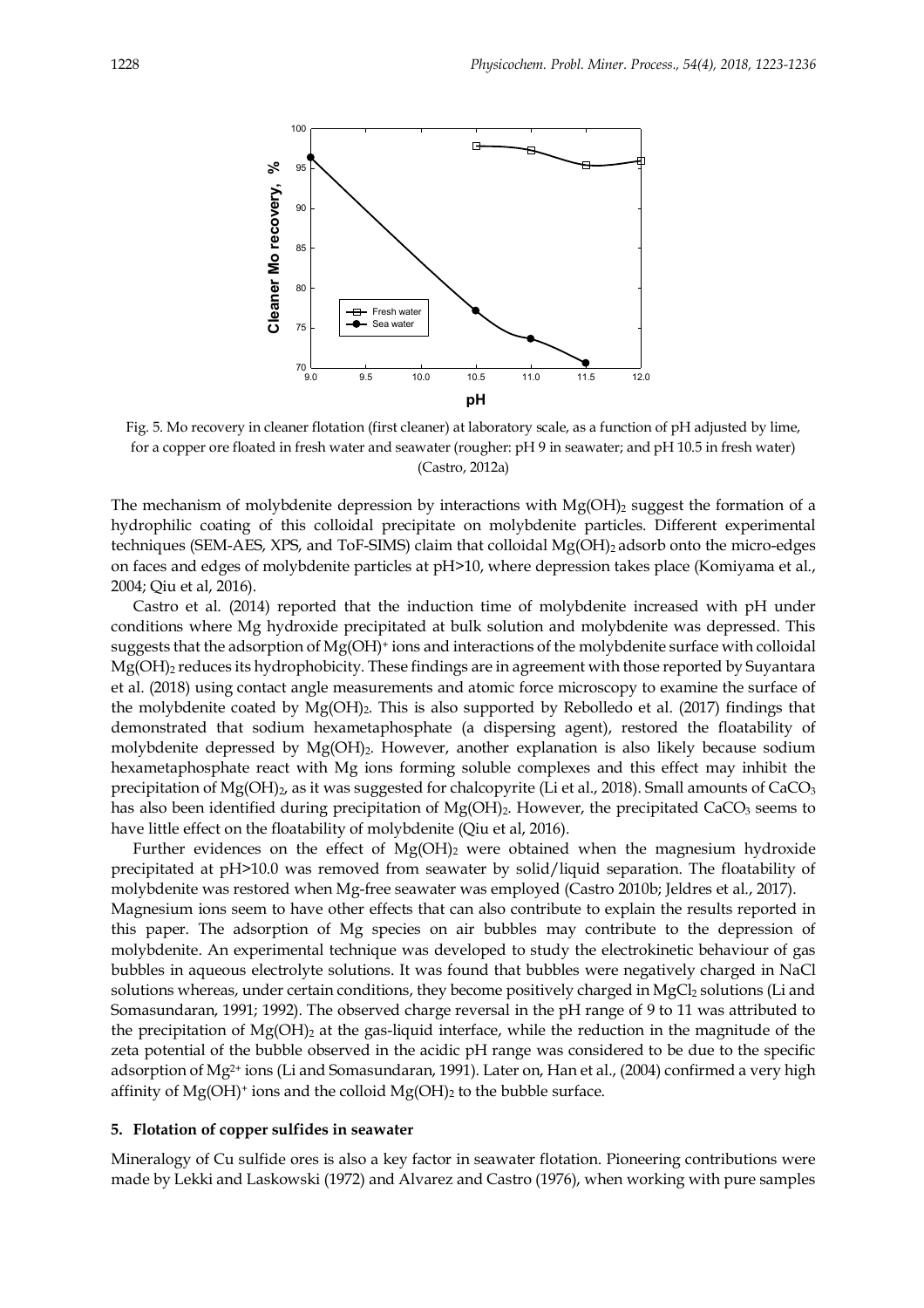Fig. 5. Mo recovery in cleaner flotation (first cleaner) at laboratory scale, as a function of pH adjusted by lime, for a copper ore floated in fresh water and seawater (rougher: pH 9 in seawater; and pH 10.5 in fresh water) (Castro, 2012a)

The mechanism of molybdenite depression by interactions with $Mg(OH)_2$ suggest the formation of a hydrophilic coating of this colloidal precipitate on molybdenite particles. Different experimental techniques (SEM-AES, XPS, and ToF-SIMS) claim that colloidal $Mg(OH)_2$ adsorb onto the micro-edges on faces and edges of molybdenite particles at pH>10, where depression takes place (Komiyama et al., 2004; Qiu et al, 2016).

Castro et al. (2014) reported that the induction time of molybdenite increased with pH under conditions where Mg hydroxide precipitated at bulk solution and molybdenite was depressed. This suggests that the adsorption of $Mg(OH)^+$ ions and interactions of the molybdenite surface with colloidal $Mg(OH)_2$ reduces its hydrophobicity. These findings are in agreement with those reported by Suyantara et al. (2018) using contact angle measurements and atomic force microscopy to examine the surface of the molybdenite coated by $Mg(OH)_2$. This is also supported by Rebolledo et al. (2017) findings that demonstrated that sodium hexametaphosphate (a dispersing agent), restored the floatability of molybdenite depressed by $Mg(OH)_2$. However, another explanation is also likely because sodium hexametaphosphate react with Mg ions forming soluble complexes and this effect may inhibit the precipitation of $Mg(OH)_2$, as it was suggested for chalcopyrite (Li et al., 2018). Small amounts of $CaCO_3$ has also been identified during precipitation of $Mg(OH)_2$. However, the precipitated $CaCO_3$ seems to have little effect on the floatability of molybdenite (Qiu et al, 2016).

Further evidences on the effect of $Mg(OH)_2$ were obtained when the magnesium hydroxide precipitated at pH>10.0 was removed from seawater by solid/liquid separation. The floatability of molybdenite was restored when Mg-free seawater was employed (Castro 2010b; Jeldres et al., 2017).

Magnesium ions seem to have other effects that can also contribute to explain the results reported in this paper. The adsorption of Mg species on air bubbles may contribute to the depression of molybdenite. An experimental technique was developed to study the electrokinetic behaviour of gas bubbles in aqueous electrolyte solutions. It was found that bubbles were negatively charged in NaCl solutions whereas, under certain conditions, they become positively charged in $MgCl_2$ solutions (Li and Somasundaran, 1991; 1992). The observed charge reversal in the pH range of 9 to 11 was attributed to the precipitation of $Mg(OH)_2$ at the gas-liquid interface, while the reduction in the magnitude of the zeta potential of the bubble observed in the acidic pH range was considered to be due to the specific adsorption of $Mg^{2+}$ ions (Li and Somasundaran, 1991). Later on, Han et al., (2004) confirmed a very high affinity of $Mg(OH)^+$ ions and the colloid $Mg(OH)_2$ to the bubble surface.

## 5. Flotation of copper sulfides in seawater

Mineralogy of Cu sulfide ores is also a key factor in seawater flotation. Pioneering contributions were made by Lekki and Laskowski (1972) and Alvarez and Castro (1976), when working with pure samples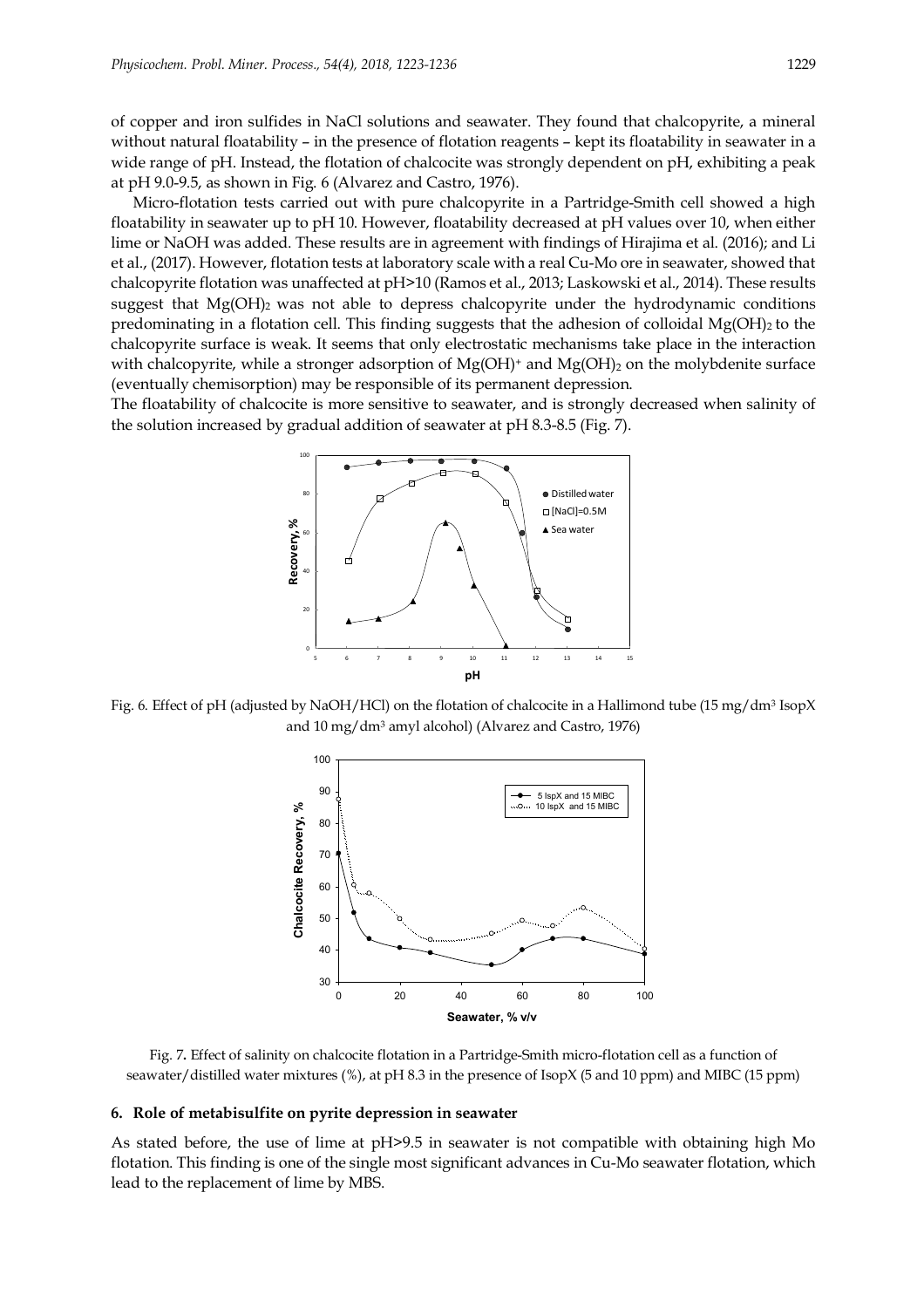of copper and iron sulfides in NaCl solutions and seawater. They found that chalcopyrite, a mineral without natural floatability – in the presence of flotation reagents – kept its floatability in seawater in a wide range of pH. Instead, the flotation of chalcocite was strongly dependent on pH, exhibiting a peak at pH 9.0-9.5, as shown in Fig. 6 (Alvarez and Castro, 1976).

Micro-flotation tests carried out with pure chalcopyrite in a Partridge-Smith cell showed a high floatability in seawater up to pH 10. However, floatability decreased at pH values over 10, when either lime or NaOH was added. These results are in agreement with findings of Hirajima et al. (2016); and Li et al., (2017). However, flotation tests at laboratory scale with a real Cu-Mo ore in seawater, showed that chalcopyrite flotation was unaffected at pH>10 (Ramos et al., 2013; Laskowski et al., 2014). These results suggest that $Mg(OH)_2$ was not able to depress chalcopyrite under the hydrodynamic conditions predominating in a flotation cell. This finding suggests that the adhesion of colloidal $Mg(OH)_2$ to the chalcopyrite surface is weak. It seems that only electrostatic mechanisms take place in the interaction with chalcopyrite, while a stronger adsorption of $Mg(OH)^+$ and $Mg(OH)_2$ on the molybdenite surface (eventually chemisorption) may be responsible of its permanent depression.

The floatability of chalcocite is more sensitive to seawater, and is strongly decreased when salinity of the solution increased by gradual addition of seawater at pH 8.3-8.5 (Fig. 7).

Fig. 6. Effect of pH (adjusted by NaOH/HCl) on the flotation of chalcocite in a Hallimond tube (15 mg/dm$^3$ IsopX and 10 mg/dm$^3$ amyl alcohol) (Alvarez and Castro, 1976)

Fig. 7. Effect of salinity on chalcocite flotation in a Partridge-Smith micro-flotation cell as a function of seawater/distilled water mixtures (%), at pH 8.3 in the presence of IsopX (5 and 10 ppm) and MIBC (15 ppm)

## 6. Role of metabisulfite on pyrite depression in seawater

As stated before, the use of lime at pH>9.5 in seawater is not compatible with obtaining high Mo flotation. This finding is one of the single most significant advances in Cu-Mo seawater flotation, which lead to the replacement of lime by MBS.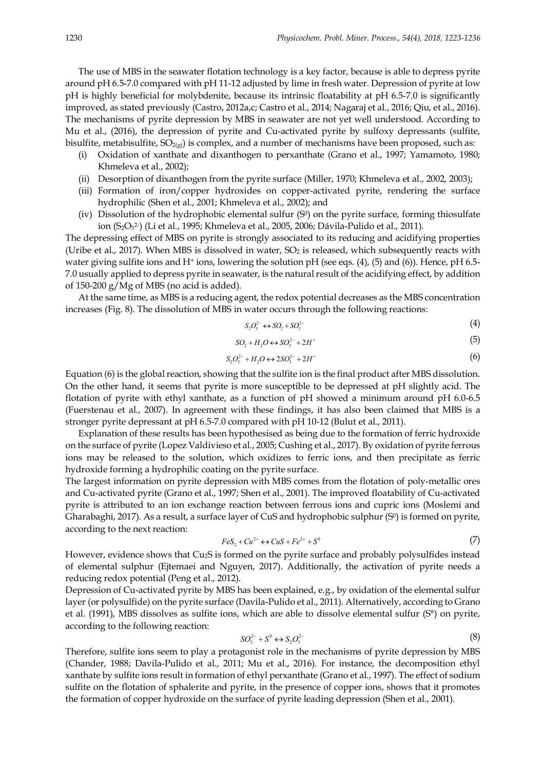The use of MBS in the seawater flotation technology is a key factor, because is able to depress pyrite around pH 6.5-7.0 compared with pH 11-12 adjusted by lime in fresh water. Depression of pyrite at low pH is highly beneficial for molybdenite, because its intrinsic floatability at pH 6.5-7.0 is significantly improved, as stated previously (Castro, 2012a,c; Castro et al., 2014; Nagaraj et al., 2016; Qiu, et al., 2016). The mechanisms of pyrite depression by MBS in seawater are not yet well understood. According to Mu et al., (2016), the depression of pyrite and Cu-activated pyrite by sulfoxy depressants (sulfite, bisulfite, metabisulfite, $SO_{2(g)}$) is complex, and a number of mechanisms have been proposed, such as:

(i) Oxidation of xanthate and dixanthogen to perxanthate (Grano et al., 1997; Yamamoto, 1980; Khmeleva et al., 2002);
(ii) Desorption of dixanthogen from the pyrite surface (Miller, 1970; Khmeleva et al., 2002, 2003);
(iii) Formation of iron/copper hydroxides on copper-activated pyrite, rendering the surface hydrophilic (Shen et al., 2001; Khmeleva et al., 2002); and
(iv) Dissolution of the hydrophobic elemental sulfur ($S^0$) on the pyrite surface, forming thiosulfate ion ($S_2O_3^{2-}$) (Li et al., 1995; Khmeleva et al., 2005, 2006; Dávila-Pulido et al., 2011).

The depressing effect of MBS on pyrite is strongly associated to its reducing and acidifying properties (Uribe et al., 2017). When MBS is dissolved in water, $SO_2$ is released, which subsequently reacts with water giving sulfite ions and $H^+$ ions, lowering the solution pH (see eqs. (4), (5) and (6)). Hence, pH 6.5-7.0 usually applied to depress pyrite in seawater, is the natural result of the acidifying effect, by addition of 150-200 g/Mg of MBS (no acid is added).

At the same time, as MBS is a reducing agent, the redox potential decreases as the MBS concentration increases (Fig. 8). The dissolution of MBS in water occurs through the following reactions:

$$S_2O_5^{2-} \leftrightarrow SO_2 + SO_3^{2-} \tag{4}$$

$$SO_2 + H_2O \leftrightarrow SO_3^{2-} + 2H^+ \tag{5}$$

$$S_2O_5^{2-} + H_2O \leftrightarrow 2SO_3^{2-} + 2H^+ \tag{6}$$

Equation (6) is the global reaction, showing that the sulfite ion is the final product after MBS dissolution. On the other hand, it seems that pyrite is more susceptible to be depressed at pH slightly acid. The flotation of pyrite with ethyl xanthate, as a function of pH showed a minimum around pH 6.0-6.5 (Fuerstenau et al., 2007). In agreement with these findings, it has also been claimed that MBS is a stronger pyrite depressant at pH 6.5-7.0 compared with pH 10-12 (Bulut et al., 2011).

Explanation of these results has been hypothesised as being due to the formation of ferric hydroxide on the surface of pyrite (Lopez Valdivieso et al., 2005; Cushing et al., 2017). By oxidation of pyrite ferrous ions may be released to the solution, which oxidizes to ferric ions, and then precipitate as ferric hydroxide forming a hydrophilic coating on the pyrite surface.

The largest information on pyrite depression with MBS comes from the flotation of poly-metallic ores and Cu-activated pyrite (Grano et al., 1997; Shen et al., 2001). The improved floatability of Cu-activated pyrite is attributed to an ion exchange reaction between ferrous ions and cupric ions (Moslemi and Gharabaghi, 2017). As a result, a surface layer of CuS and hydrophobic sulphur ($S^0$) is formed on pyrite, according to the next reaction:

$$FeS_2 + Cu^{2+} \leftrightarrow CuS + Fe^{2+} + S^0 \tag{7}$$

However, evidence shows that $Cu_2S$ is formed on the pyrite surface and probably polysulfides instead of elemental sulphur (Ejtemaei and Nguyen, 2017). Additionally, the activation of pyrite needs a reducing redox potential (Peng et al., 2012).

Depression of Cu-activated pyrite by MBS has been explained, e.g., by oxidation of the elemental sulfur layer (or polysulfide) on the pyrite surface (Davila-Pulido et al., 2011). Alternatively, according to Grano et al. (1991), MBS dissolves as sulfite ions, which are able to dissolve elemental sulfur (S°) on pyrite, according to the following reaction:

$$SO_3^{2-} + S^0 \leftrightarrow S_2O_3^{2-} \tag{8}$$

Therefore, sulfite ions seem to play a protagonist role in the mechanisms of pyrite depression by MBS (Chander, 1988; Davila-Pulido et al., 2011; Mu et al., 2016). For instance, the decomposition ethyl xanthate by sulfite ions result in formation of ethyl perxanthate (Grano et al., 1997). The effect of sodium sulfite on the flotation of sphalerite and pyrite, in the presence of copper ions, shows that it promotes the formation of copper hydroxide on the surface of pyrite leading depression (Shen et al., 2001).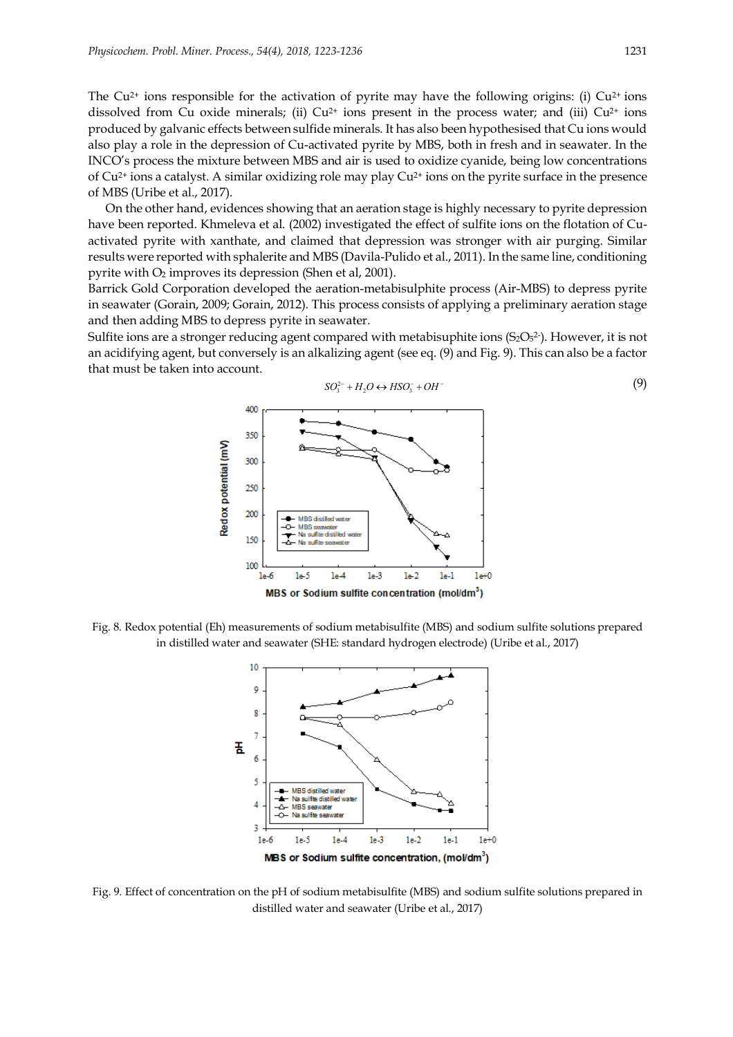The $Cu^{2+}$ ions responsible for the activation of pyrite may have the following origins: (i) $Cu^{2+}$ ions dissolved from Cu oxide minerals; (ii) $Cu^{2+}$ ions present in the process water; and (iii) $Cu^{2+}$ ions produced by galvanic effects between sulfide minerals. It has also been hypothesised that Cu ions would also play a role in the depression of Cu-activated pyrite by MBS, both in fresh and in seawater. In the INCO's process the mixture between MBS and air is used to oxidize cyanide, being low concentrations of $Cu^{2+}$ ions a catalyst. A similar oxidizing role may play $Cu^{2+}$ ions on the pyrite surface in the presence of MBS (Uribe et al., 2017).

On the other hand, evidences showing that an aeration stage is highly necessary to pyrite depression have been reported. Khmeleva et al. (2002) investigated the effect of sulfite ions on the flotation of Cu-activated pyrite with xanthate, and claimed that depression was stronger with air purging. Similar results were reported with sphalerite and MBS (Davila-Pulido et al., 2011). In the same line, conditioning pyrite with $O_2$ improves its depression (Shen et al, 2001).

Barrick Gold Corporation developed the aeration-metabisulphite process (Air-MBS) to depress pyrite in seawater (Gorain, 2009; Gorain, 2012). This process consists of applying a preliminary aeration stage and then adding MBS to depress pyrite in seawater.

Sulfite ions are a stronger reducing agent compared with metabisuphite ions ($S_2O_5^{2-}$). However, it is not an acidifying agent, but conversely is an alkalizing agent (see eq. (9) and Fig. 9). This can also be a factor that must be taken into account.

$$SO_3^{2-} + H_2O \leftrightarrow HSO_3^- + OH^- \tag{9}$$

Fig. 8. Redox potential (Eh) measurements of sodium metabisulfite (MBS) and sodium sulfite solutions prepared in distilled water and seawater (SHE: standard hydrogen electrode) (Uribe et al., 2017)

Fig. 9. Effect of concentration on the pH of sodium metabisulfite (MBS) and sodium sulfite solutions prepared in distilled water and seawater (Uribe et al., 2017)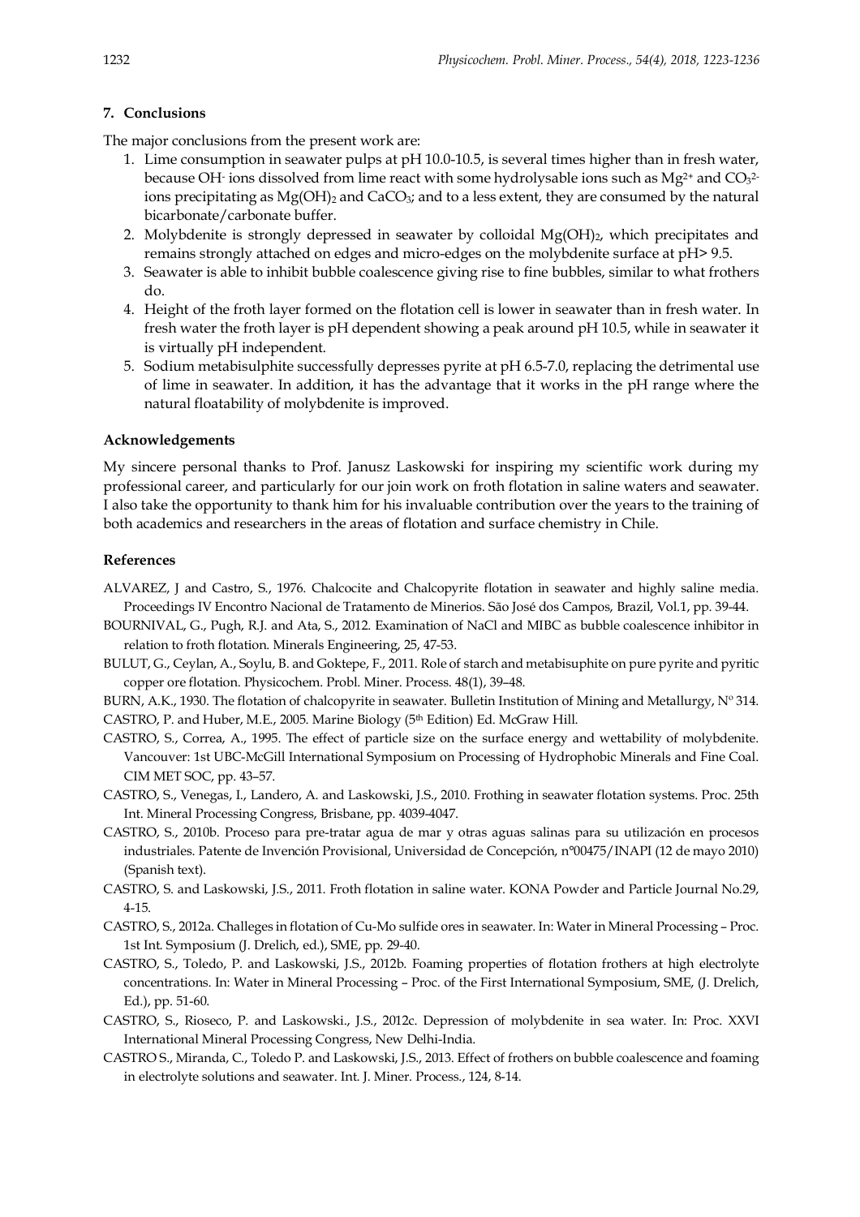## 7. Conclusions

The major conclusions from the present work are:

1. Lime consumption in seawater pulps at pH 10.0-10.5, is several times higher than in fresh water, because $OH^-$ ions dissolved from lime react with some hydrolysable ions such as $Mg^{2+}$ and $CO_3^{2-}$ ions precipitating as $Mg(OH)_2$ and $CaCO_3$; and to a less extent, they are consumed by the natural bicarbonate/carbonate buffer.
2. Molybdenite is strongly depressed in seawater by colloidal $Mg(OH)_2$, which precipitates and remains strongly attached on edges and micro-edges on the molybdenite surface at pH> 9.5.
3. Seawater is able to inhibit bubble coalescence giving rise to fine bubbles, similar to what frothers do.
4. Height of the froth layer formed on the flotation cell is lower in seawater than in fresh water. In fresh water the froth layer is pH dependent showing a peak around pH 10.5, while in seawater it is virtually pH independent.
5. Sodium metabisulphite successfully depresses pyrite at pH 6.5-7.0, replacing the detrimental use of lime in seawater. In addition, it has the advantage that it works in the pH range where the natural floatability of molybdenite is improved.

### Acknowledgements

My sincere personal thanks to Prof. Janusz Laskowski for inspiring my scientific work during my professional career, and particularly for our join work on froth flotation in saline waters and seawater. I also take the opportunity to thank him for his invaluable contribution over the years to the training of both academics and researchers in the areas of flotation and surface chemistry in Chile.

### References

ALVAREZ, J and Castro, S., 1976. Chalcocite and Chalcopyrite flotation in seawater and highly saline media. Proceedings IV Encontro Nacional de Tratamento de Minerios. São José dos Campos, Brazil, Vol.1, pp. 39-44.

BOURNIVAL, G., Pugh, R.J. and Ata, S., 2012. Examination of NaCl and MIBC as bubble coalescence inhibitor in relation to froth flotation. Minerals Engineering, 25, 47-53.

BULUT, G., Ceylan, A., Soylu, B. and Goktepe, F., 2011. Role of starch and metabisuphite on pure pyrite and pyritic copper ore flotation. Physicochem. Probl. Miner. Process. 48(1), 39–48.

BURN, A.K., 1930. The flotation of chalcopyrite in seawater. Bulletin Institution of Mining and Metallurgy, Nº 314.

CASTRO, P. and Huber, M.E., 2005. Marine Biology (5th Edition) Ed. McGraw Hill.

CASTRO, S., Correa, A., 1995. The effect of particle size on the surface energy and wettability of molybdenite. Vancouver: 1st UBC-McGill International Symposium on Processing of Hydrophobic Minerals and Fine Coal. CIM MET SOC, pp. 43–57.

CASTRO, S., Venegas, I., Landero, A. and Laskowski, J.S., 2010. Frothing in seawater flotation systems. Proc. 25th Int. Mineral Processing Congress, Brisbane, pp. 4039-4047.

CASTRO, S., 2010b. Proceso para pre-tratar agua de mar y otras aguas salinas para su utilización en procesos industriales. Patente de Invención Provisional, Universidad de Concepción, nº00475/INAPI (12 de mayo 2010) (Spanish text).

CASTRO, S. and Laskowski, J.S., 2011. Froth flotation in saline water. KONA Powder and Particle Journal No.29, 4-15.

CASTRO, S., 2012a. Challeges in flotation of Cu-Mo sulfide ores in seawater. In: Water in Mineral Processing – Proc. 1st Int. Symposium (J. Drelich, ed.), SME, pp. 29-40.

CASTRO, S., Toledo, P. and Laskowski, J.S., 2012b. Foaming properties of flotation frothers at high electrolyte concentrations. In: Water in Mineral Processing – Proc. of the First International Symposium, SME, (J. Drelich, Ed.), pp. 51-60.

CASTRO, S., Rioseco, P. and Laskowski., J.S., 2012c. Depression of molybdenite in sea water. In: Proc. XXVI International Mineral Processing Congress, New Delhi-India.

CASTRO S., Miranda, C., Toledo P. and Laskowski, J.S., 2013. Effect of frothers on bubble coalescence and foaming in electrolyte solutions and seawater. Int. J. Miner. Process., 124, 8-14.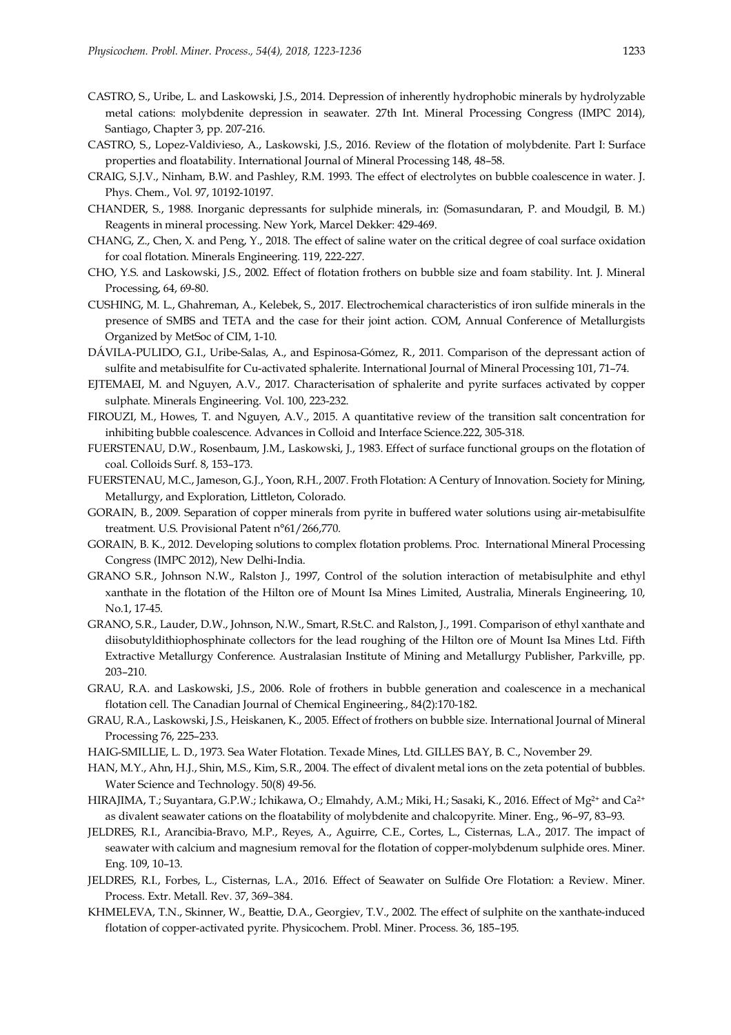CASTRO, S., Uribe, L. and Laskowski, J.S., 2014. Depression of inherently hydrophobic minerals by hydrolyzable metal cations: molybdenite depression in seawater. 27th Int. Mineral Processing Congress (IMPC 2014), Santiago, Chapter 3, pp. 207-216.

CASTRO, S., Lopez-Valdivieso, A., Laskowski, J.S., 2016. Review of the flotation of molybdenite. Part I: Surface properties and floatability. International Journal of Mineral Processing 148, 48–58.

CRAIG, S.J.V., Ninham, B.W. and Pashley, R.M. 1993. The effect of electrolytes on bubble coalescence in water. J. Phys. Chem., Vol. 97, 10192-10197.

CHANDER, S., 1988. Inorganic depressants for sulphide minerals, in: (Somasundaran, P. and Moudgil, B. M.) Reagents in mineral processing. New York, Marcel Dekker: 429-469.

CHANG, Z., Chen, X. and Peng, Y., 2018. The effect of saline water on the critical degree of coal surface oxidation for coal flotation. Minerals Engineering. 119, 222-227.

CHO, Y.S. and Laskowski, J.S., 2002. Effect of flotation frothers on bubble size and foam stability. Int. J. Mineral Processing, 64, 69-80.

CUSHING, M. L., Ghahreman, A., Kelebek, S., 2017. Electrochemical characteristics of iron sulfide minerals in the presence of SMBS and TETA and the case for their joint action. COM, Annual Conference of Metallurgists Organized by MetSoc of CIM, 1-10.

DÁVILA-PULIDO, G.I., Uribe-Salas, A., and Espinosa-Gómez, R., 2011. Comparison of the depressant action of sulfite and metabisulfite for Cu-activated sphalerite. International Journal of Mineral Processing 101, 71–74.

EJTEMAEI, M. and Nguyen, A.V., 2017. Characterisation of sphalerite and pyrite surfaces activated by copper sulphate. Minerals Engineering. Vol. 100, 223-232.

FIROUZI, M., Howes, T. and Nguyen, A.V., 2015. A quantitative review of the transition salt concentration for inhibiting bubble coalescence. Advances in Colloid and Interface Science.222, 305-318.

FUERSTENAU, D.W., Rosenbaum, J.M., Laskowski, J., 1983. Effect of surface functional groups on the flotation of coal. Colloids Surf. 8, 153–173.

FUERSTENAU, M.C., Jameson, G.J., Yoon, R.H., 2007. Froth Flotation: A Century of Innovation. Society for Mining, Metallurgy, and Exploration, Littleton, Colorado.

GORAIN, B., 2009. Separation of copper minerals from pyrite in buffered water solutions using air-metabisulfite treatment. U.S. Provisional Patent n°61/266,770.

GORAIN, B. K., 2012. Developing solutions to complex flotation problems. Proc. International Mineral Processing Congress (IMPC 2012), New Delhi-India.

GRANO S.R., Johnson N.W., Ralston J., 1997, Control of the solution interaction of metabisulphite and ethyl xanthate in the flotation of the Hilton ore of Mount Isa Mines Limited, Australia, Minerals Engineering, 10, No.1, 17-45.

GRANO, S.R., Lauder, D.W., Johnson, N.W., Smart, R.St.C. and Ralston, J., 1991. Comparison of ethyl xanthate and diisobutyldithiophosphinate collectors for the lead roughing of the Hilton ore of Mount Isa Mines Ltd. Fifth Extractive Metallurgy Conference. Australasian Institute of Mining and Metallurgy Publisher, Parkville, pp. 203–210.

GRAU, R.A. and Laskowski, J.S., 2006. Role of frothers in bubble generation and coalescence in a mechanical flotation cell. The Canadian Journal of Chemical Engineering., 84(2):170-182.

GRAU, R.A., Laskowski, J.S., Heiskanen, K., 2005. Effect of frothers on bubble size. International Journal of Mineral Processing 76, 225–233.

HAIG-SMILLIE, L. D., 1973. Sea Water Flotation. Texade Mines, Ltd. GILLES BAY, B. C., November 29.

HAN, M.Y., Ahn, H.J., Shin, M.S., Kim, S.R., 2004. The effect of divalent metal ions on the zeta potential of bubbles. Water Science and Technology. 50(8) 49-56.

HIRAJIMA, T.; Suyantara, G.P.W.; Ichikawa, O.; Elmahdy, A.M.; Miki, H.; Sasaki, K., 2016. Effect of $Mg^{2+}$ and $Ca^{2+}$ as divalent seawater cations on the floatability of molybdenite and chalcopyrite. Miner. Eng., 96–97, 83–93.

JELDRES, R.I., Arancibia-Bravo, M.P., Reyes, A., Aguirre, C.E., Cortes, L., Cisternas, L.A., 2017. The impact of seawater with calcium and magnesium removal for the flotation of copper-molybdenum sulphide ores. Miner. Eng. 109, 10–13.

JELDRES, R.I., Forbes, L., Cisternas, L.A., 2016. Effect of Seawater on Sulfide Ore Flotation: a Review. Miner. Process. Extr. Metall. Rev. 37, 369–384.

KHMELEVA, T.N., Skinner, W., Beattie, D.A., Georgiev, T.V., 2002. The effect of sulphite on the xanthate-induced flotation of copper-activated pyrite. Physicochem. Probl. Miner. Process. 36, 185–195.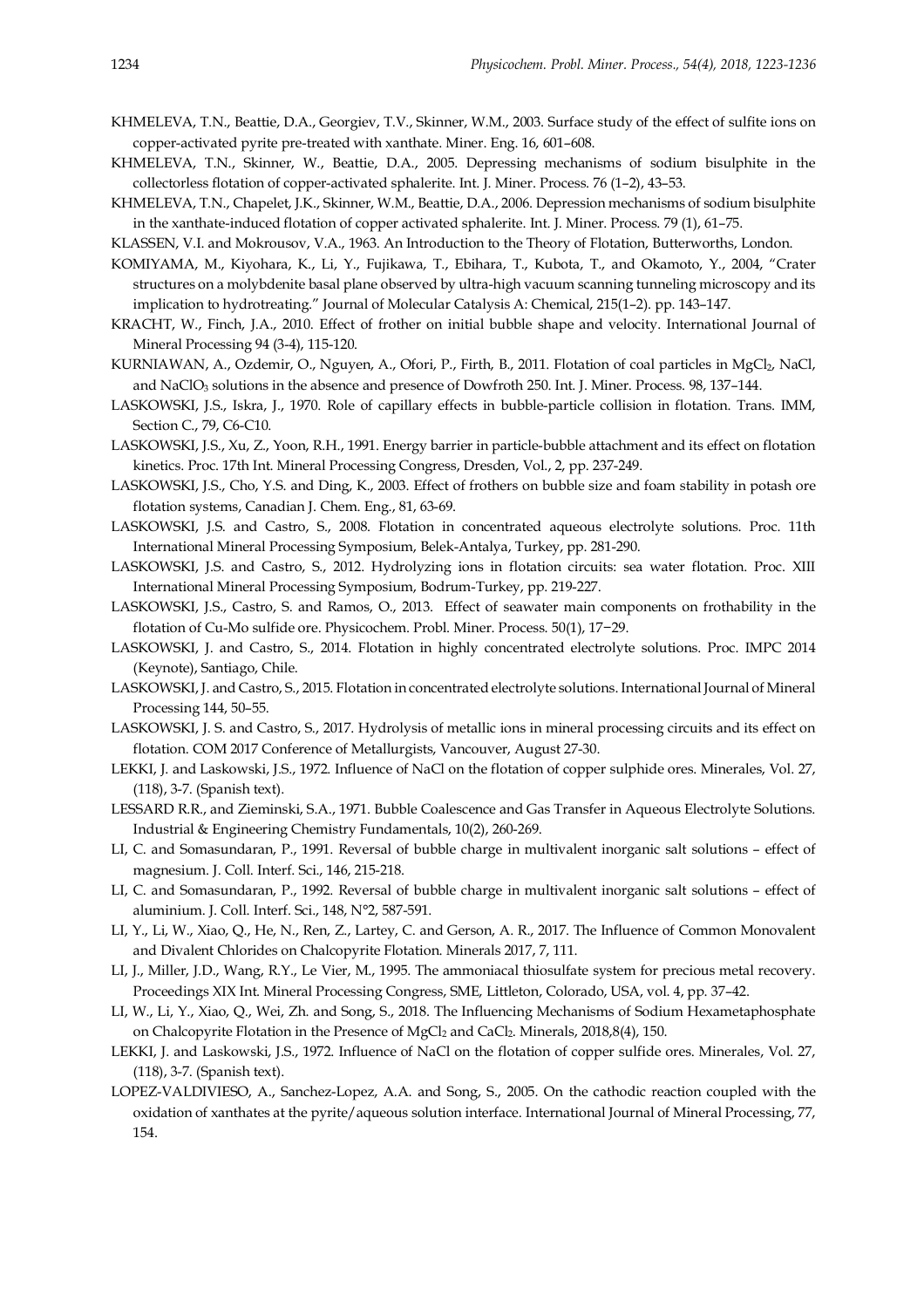KHMELEVA, T.N., Beattie, D.A., Georgiev, T.V., Skinner, W.M., 2003. Surface study of the effect of sulfite ions on copper-activated pyrite pre-treated with xanthate. Miner. Eng. 16, 601–608.

KHMELEVA, T.N., Skinner, W., Beattie, D.A., 2005. Depressing mechanisms of sodium bisulphite in the collectorless flotation of copper-activated sphalerite. Int. J. Miner. Process. 76 (1–2), 43–53.

KHMELEVA, T.N., Chapelet, J.K., Skinner, W.M., Beattie, D.A., 2006. Depression mechanisms of sodium bisulphite in the xanthate-induced flotation of copper activated sphalerite. Int. J. Miner. Process. 79 (1), 61–75.

KLASSEN, V.I. and Mokrousov, V.A., 1963. An Introduction to the Theory of Flotation, Butterworths, London.

KOMIYAMA, M., Kiyohara, K., Li, Y., Fujikawa, T., Ebihara, T., Kubota, T., and Okamoto, Y., 2004, "Crater structures on a molybdenite basal plane observed by ultra-high vacuum scanning tunneling microscopy and its implication to hydrotreating." Journal of Molecular Catalysis A: Chemical, 215(1–2). pp. 143–147.

KRACHT, W., Finch, J.A., 2010. Effect of frother on initial bubble shape and velocity. International Journal of Mineral Processing 94 (3-4), 115-120.

KURNIAWAN, A., Ozdemir, O., Nguyen, A., Ofori, P., Firth, B., 2011. Flotation of coal particles in $MgCl_2$, NaCl, and $NaClO_3$ solutions in the absence and presence of Dowfroth 250. Int. J. Miner. Process. 98, 137–144.

LASKOWSKI, J.S., Iskra, J., 1970. Role of capillary effects in bubble-particle collision in flotation. Trans. IMM, Section C., 79, C6-C10.

LASKOWSKI, J.S., Xu, Z., Yoon, R.H., 1991. Energy barrier in particle-bubble attachment and its effect on flotation kinetics. Proc. 17th Int. Mineral Processing Congress, Dresden, Vol., 2, pp. 237-249.

LASKOWSKI, J.S., Cho, Y.S. and Ding, K., 2003. Effect of frothers on bubble size and foam stability in potash ore flotation systems, Canadian J. Chem. Eng., 81, 63-69.

LASKOWSKI, J.S. and Castro, S., 2008. Flotation in concentrated aqueous electrolyte solutions. Proc. 11th International Mineral Processing Symposium, Belek-Antalya, Turkey, pp. 281-290.

LASKOWSKI, J.S. and Castro, S., 2012. Hydrolyzing ions in flotation circuits: sea water flotation. Proc. XIII International Mineral Processing Symposium, Bodrum-Turkey, pp. 219-227.

LASKOWSKI, J.S., Castro, S. and Ramos, O., 2013. Effect of seawater main components on frothability in the flotation of Cu-Mo sulfide ore. Physicochem. Probl. Miner. Process. 50(1), 17−29.

LASKOWSKI, J. and Castro, S., 2014. Flotation in highly concentrated electrolyte solutions. Proc. IMPC 2014 (Keynote), Santiago, Chile.

LASKOWSKI, J. and Castro, S., 2015. Flotation in concentrated electrolyte solutions. International Journal of Mineral Processing 144, 50–55.

LASKOWSKI, J. S. and Castro, S., 2017. Hydrolysis of metallic ions in mineral processing circuits and its effect on flotation. COM 2017 Conference of Metallurgists, Vancouver, August 27-30.

LEKKI, J. and Laskowski, J.S., 1972. Influence of NaCl on the flotation of copper sulphide ores. Minerales, Vol. 27, (118), 3-7. (Spanish text).

LESSARD R.R., and Zieminski, S.A., 1971. Bubble Coalescence and Gas Transfer in Aqueous Electrolyte Solutions. Industrial & Engineering Chemistry Fundamentals, 10(2), 260-269.

LI, C. and Somasundaran, P., 1991. Reversal of bubble charge in multivalent inorganic salt solutions – effect of magnesium. J. Coll. Interf. Sci., 146, 215-218.

LI, C. and Somasundaran, P., 1992. Reversal of bubble charge in multivalent inorganic salt solutions – effect of aluminium. J. Coll. Interf. Sci., 148, N°2, 587-591.

LI, Y., Li, W., Xiao, Q., He, N., Ren, Z., Lartey, C. and Gerson, A. R., 2017. The Influence of Common Monovalent and Divalent Chlorides on Chalcopyrite Flotation. Minerals 2017, 7, 111.

LI, J., Miller, J.D., Wang, R.Y., Le Vier, M., 1995. The ammoniacal thiosulfate system for precious metal recovery. Proceedings XIX Int. Mineral Processing Congress, SME, Littleton, Colorado, USA, vol. 4, pp. 37–42.

LI, W., Li, Y., Xiao, Q., Wei, Zh. and Song, S., 2018. The Influencing Mechanisms of Sodium Hexametaphosphate on Chalcopyrite Flotation in the Presence of $MgCl_2$ and $CaCl_2$. Minerals, 2018,8(4), 150.

LEKKI, J. and Laskowski, J.S., 1972. Influence of NaCl on the flotation of copper sulfide ores. Minerales, Vol. 27, (118), 3-7. (Spanish text).

LOPEZ-VALDIVIESO, A., Sanchez-Lopez, A.A. and Song, S., 2005. On the cathodic reaction coupled with the oxidation of xanthates at the pyrite/aqueous solution interface. International Journal of Mineral Processing, 77, 154.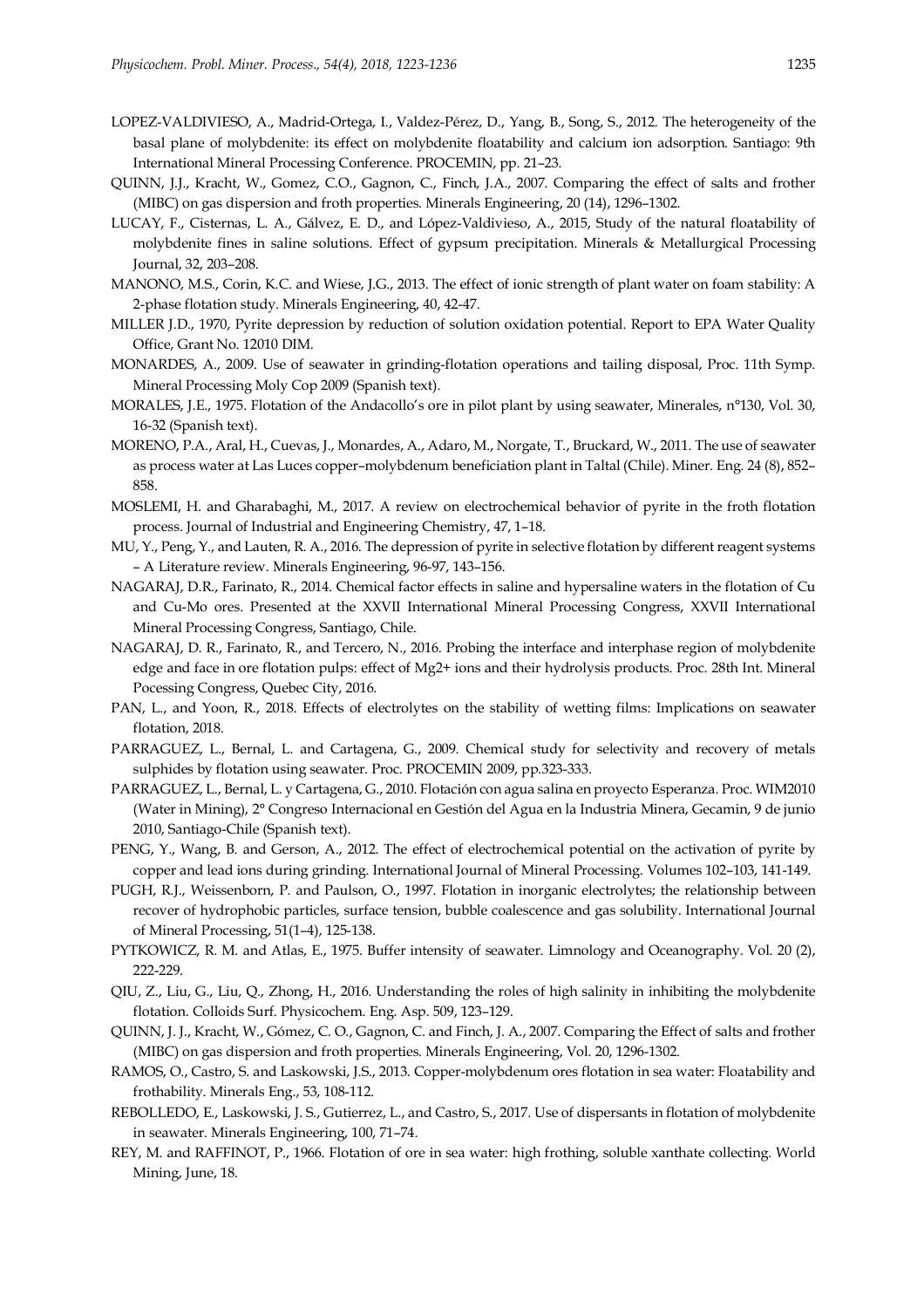LOPEZ-VALDIVIESO, A., Madrid-Ortega, I., Valdez-Pérez, D., Yang, B., Song, S., 2012. The heterogeneity of the basal plane of molybdenite: its effect on molybdenite floatability and calcium ion adsorption. Santiago: 9th International Mineral Processing Conference. PROCEMIN, pp. 21–23.

QUINN, J.J., Kracht, W., Gomez, C.O., Gagnon, C., Finch, J.A., 2007. Comparing the effect of salts and frother (MIBC) on gas dispersion and froth properties. Minerals Engineering, 20 (14), 1296–1302.

LUCAY, F., Cisternas, L. A., Gálvez, E. D., and López-Valdivieso, A., 2015, Study of the natural floatability of molybdenite fines in saline solutions. Effect of gypsum precipitation. Minerals & Metallurgical Processing Journal, 32, 203–208.

MANONO, M.S., Corin, K.C. and Wiese, J.G., 2013. The effect of ionic strength of plant water on foam stability: A 2-phase flotation study. Minerals Engineering, 40, 42-47.

MILLER J.D., 1970, Pyrite depression by reduction of solution oxidation potential. Report to EPA Water Quality Office, Grant No. 12010 DIM.

MONARDES, A., 2009. Use of seawater in grinding-flotation operations and tailing disposal, Proc. 11th Symp. Mineral Processing Moly Cop 2009 (Spanish text).

MORALES, J.E., 1975. Flotation of the Andacollo's ore in pilot plant by using seawater, Minerales, n°130, Vol. 30, 16-32 (Spanish text).

MORENO, P.A., Aral, H., Cuevas, J., Monardes, A., Adaro, M., Norgate, T., Bruckard, W., 2011. The use of seawater as process water at Las Luces copper–molybdenum beneficiation plant in Taltal (Chile). Miner. Eng. 24 (8), 852–858.

MOSLEMI, H. and Gharabaghi, M., 2017. A review on electrochemical behavior of pyrite in the froth flotation process. Journal of Industrial and Engineering Chemistry, 47, 1–18.

MU, Y., Peng, Y., and Lauten, R. A., 2016. The depression of pyrite in selective flotation by different reagent systems – A Literature review. Minerals Engineering, 96-97, 143–156.

NAGARAJ, D.R., Farinato, R., 2014. Chemical factor effects in saline and hypersaline waters in the flotation of Cu and Cu-Mo ores. Presented at the XXVII International Mineral Processing Congress, XXVII International Mineral Processing Congress, Santiago, Chile.

NAGARAJ, D. R., Farinato, R., and Tercero, N., 2016. Probing the interface and interphase region of molybdenite edge and face in ore flotation pulps: effect of Mg2+ ions and their hydrolysis products. Proc. 28th Int. Mineral Pocessing Congress, Quebec City, 2016.

PAN, L., and Yoon, R., 2018. Effects of electrolytes on the stability of wetting films: Implications on seawater flotation, 2018.

PARRAGUEZ, L., Bernal, L. and Cartagena, G., 2009. Chemical study for selectivity and recovery of metals sulphides by flotation using seawater. Proc. PROCEMIN 2009, pp.323-333.

PARRAGUEZ, L., Bernal, L. y Cartagena, G., 2010. Flotación con agua salina en proyecto Esperanza. Proc. WIM2010 (Water in Mining), 2° Congreso Internacional en Gestión del Agua en la Industria Minera, Gecamin, 9 de junio 2010, Santiago-Chile (Spanish text).

PENG, Y., Wang, B. and Gerson, A., 2012. The effect of electrochemical potential on the activation of pyrite by copper and lead ions during grinding. International Journal of Mineral Processing. Volumes 102–103, 141-149.

PUGH, R.J., Weissenborn, P. and Paulson, O., 1997. Flotation in inorganic electrolytes; the relationship between recover of hydrophobic particles, surface tension, bubble coalescence and gas solubility. International Journal of Mineral Processing, 51(1–4), 125-138.

PYTKOWICZ, R. M. and Atlas, E., 1975. Buffer intensity of seawater. Limnology and Oceanography. Vol. 20 (2), 222-229.

QIU, Z., Liu, G., Liu, Q., Zhong, H., 2016. Understanding the roles of high salinity in inhibiting the molybdenite flotation. Colloids Surf. Physicochem. Eng. Asp. 509, 123–129.

QUINN, J. J., Kracht, W., Gómez, C. O., Gagnon, C. and Finch, J. A., 2007. Comparing the Effect of salts and frother (MIBC) on gas dispersion and froth properties. Minerals Engineering, Vol. 20, 1296-1302.

RAMOS, O., Castro, S. and Laskowski, J.S., 2013. Copper-molybdenum ores flotation in sea water: Floatability and frothability. Minerals Eng., 53, 108-112.

REBOLLEDO, E., Laskowski, J. S., Gutierrez, L., and Castro, S., 2017. Use of dispersants in flotation of molybdenite in seawater. Minerals Engineering, 100, 71–74.

REY, M. and RAFFINOT, P., 1966. Flotation of ore in sea water: high frothing, soluble xanthate collecting. World Mining, June, 18.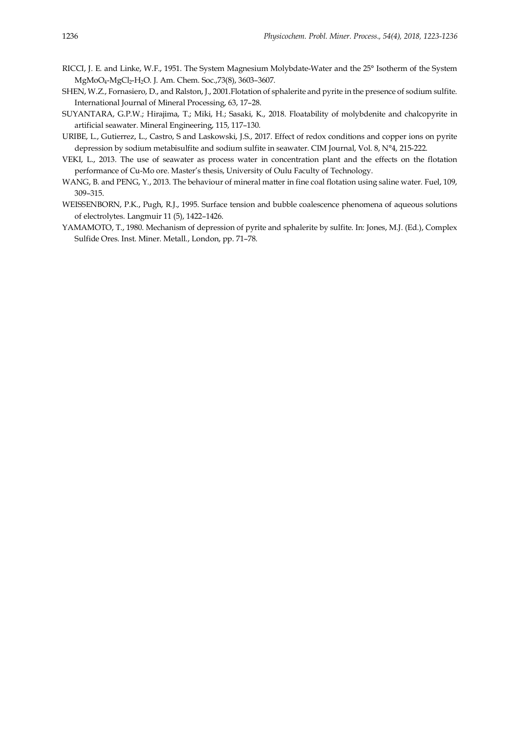RICCI, J. E. and Linke, W.F., 1951. The System Magnesium Molybdate-Water and the 25° Isotherm of the System $MgMoO_4$-$MgCl_2$-$H_2O$. J. Am. Chem. Soc.,73(8), 3603–3607.

SHEN, W.Z., Fornasiero, D., and Ralston, J., 2001.Flotation of sphalerite and pyrite in the presence of sodium sulfite. International Journal of Mineral Processing, 63, 17–28.

SUYANTARA, G.P.W.; Hirajima, T.; Miki, H.; Sasaki, K., 2018. Floatability of molybdenite and chalcopyrite in artificial seawater. Mineral Engineering, 115, 117–130.

URIBE, L., Gutierrez, L., Castro, S and Laskowski, J.S., 2017. Effect of redox conditions and copper ions on pyrite depression by sodium metabisulfite and sodium sulfite in seawater. CIM Journal, Vol. 8, N°4, 215-222.

VEKI, L., 2013. The use of seawater as process water in concentration plant and the effects on the flotation performance of Cu-Mo ore. Master's thesis, University of Oulu Faculty of Technology.

WANG, B. and PENG, Y., 2013. The behaviour of mineral matter in fine coal flotation using saline water. Fuel, 109, 309–315.

WEISSENBORN, P.K., Pugh, R.J., 1995. Surface tension and bubble coalescence phenomena of aqueous solutions of electrolytes. Langmuir 11 (5), 1422–1426.

YAMAMOTO, T., 1980. Mechanism of depression of pyrite and sphalerite by sulfite. In: Jones, M.J. (Ed.), Complex Sulfide Ores. Inst. Miner. Metall., London, pp. 71–78.